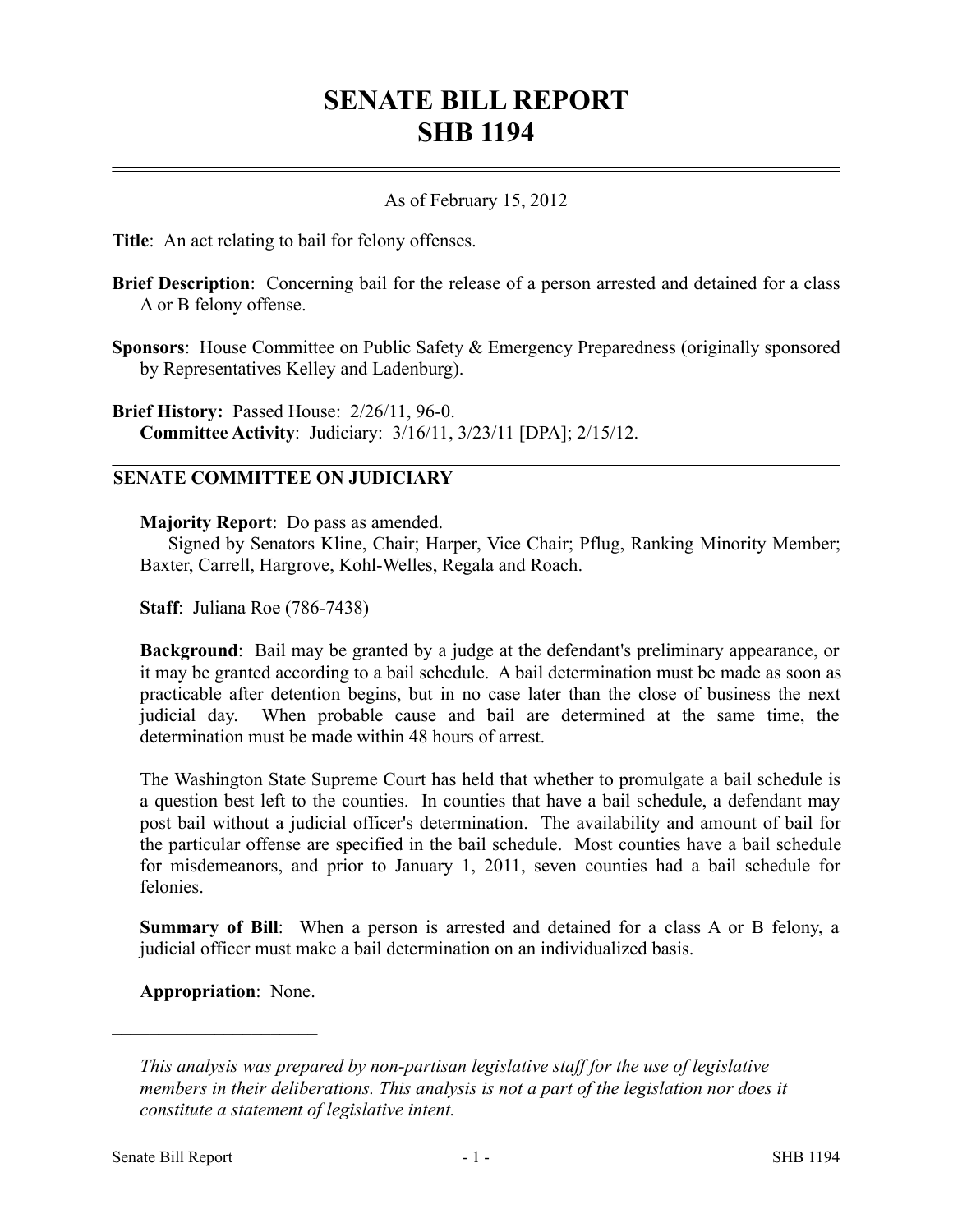# SENATE BILL REPORT
# SHB 1194

As of February 15, 2012

**Title**: An act relating to bail for felony offenses.

**Brief Description**: Concerning bail for the release of a person arrested and detained for a class A or B felony offense.

**Sponsors**: House Committee on Public Safety & Emergency Preparedness (originally sponsored by Representatives Kelley and Ladenburg).

**Brief History:** Passed House: 2/26/11, 96-0.
**Committee Activity**: Judiciary: 3/16/11, 3/23/11 [DPA]; 2/15/12.

## SENATE COMMITTEE ON JUDICIARY

**Majority Report**: Do pass as amended.
Signed by Senators Kline, Chair; Harper, Vice Chair; Pflug, Ranking Minority Member; Baxter, Carrell, Hargrove, Kohl-Welles, Regala and Roach.

**Staff**: Juliana Roe (786-7438)

**Background**: Bail may be granted by a judge at the defendant's preliminary appearance, or it may be granted according to a bail schedule. A bail determination must be made as soon as practicable after detention begins, but in no case later than the close of business the next judicial day. When probable cause and bail are determined at the same time, the determination must be made within 48 hours of arrest.

The Washington State Supreme Court has held that whether to promulgate a bail schedule is a question best left to the counties. In counties that have a bail schedule, a defendant may post bail without a judicial officer's determination. The availability and amount of bail for the particular offense are specified in the bail schedule. Most counties have a bail schedule for misdemeanors, and prior to January 1, 2011, seven counties had a bail schedule for felonies.

**Summary of Bill**: When a person is arrested and detained for a class A or B felony, a judicial officer must make a bail determination on an individualized basis.

**Appropriation**: None.

---

*This analysis was prepared by non-partisan legislative staff for the use of legislative members in their deliberations. This analysis is not a part of the legislation nor does it constitute a statement of legislative intent.*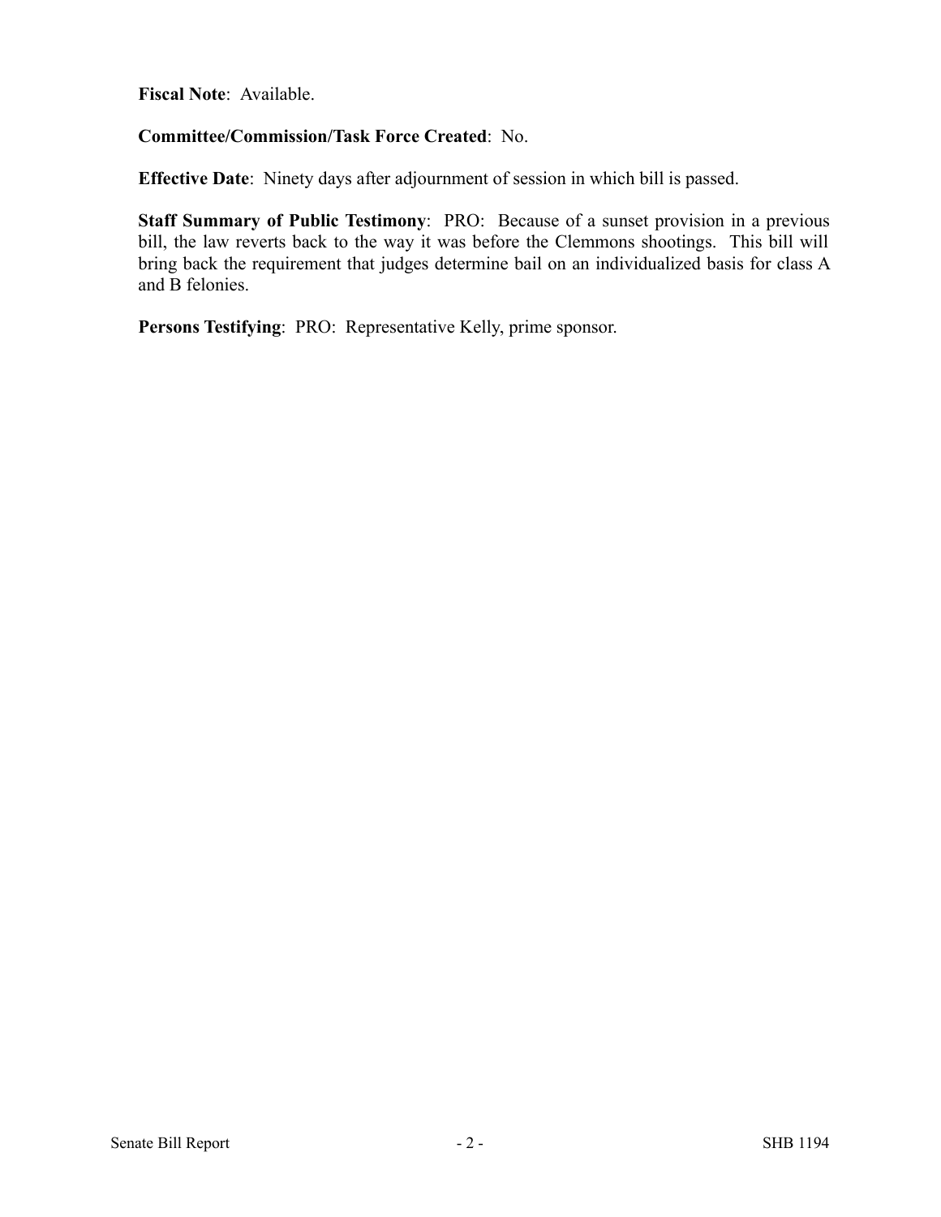**Fiscal Note**: Available.

**Committee/Commission/Task Force Created**: No.

**Effective Date**: Ninety days after adjournment of session in which bill is passed.

**Staff Summary of Public Testimony**: PRO: Because of a sunset provision in a previous bill, the law reverts back to the way it was before the Clemmons shootings. This bill will bring back the requirement that judges determine bail on an individualized basis for class A and B felonies.

**Persons Testifying**: PRO: Representative Kelly, prime sponsor.